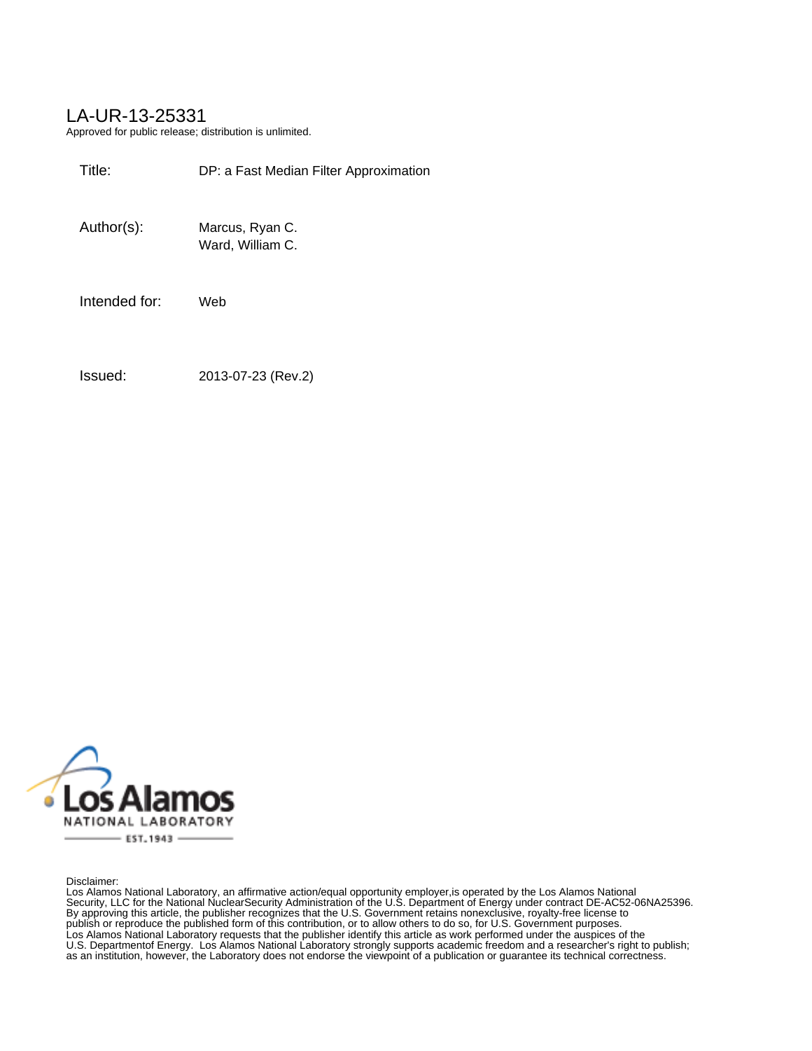LA-UR-13-25331

Approved for public release; distribution is unlimited.

| | |
|---|---|
| Title: | DP: a Fast Median Filter Approximation |
| Author(s): | Marcus, Ryan C.<br>Ward, William C. |
| Intended for: | Web |
| Issued: | 2013-07-23 (Rev.2) |

Disclaimer:
Los Alamos National Laboratory, an affirmative action/equal opportunity employer,is operated by the Los Alamos National Security, LLC for the National NuclearSecurity Administration of the U.S. Department of Energy under contract DE-AC52-06NA25396. By approving this article, the publisher recognizes that the U.S. Government retains nonexclusive, royalty-free license to publish or reproduce the published form of this contribution, or to allow others to do so, for U.S. Government purposes. Los Alamos National Laboratory requests that the publisher identify this article as work performed under the auspices of the U.S. Departmentof Energy. Los Alamos National Laboratory strongly supports academic freedom and a researcher's right to publish; as an institution, however, the Laboratory does not endorse the viewpoint of a publication or guarantee its technical correctness.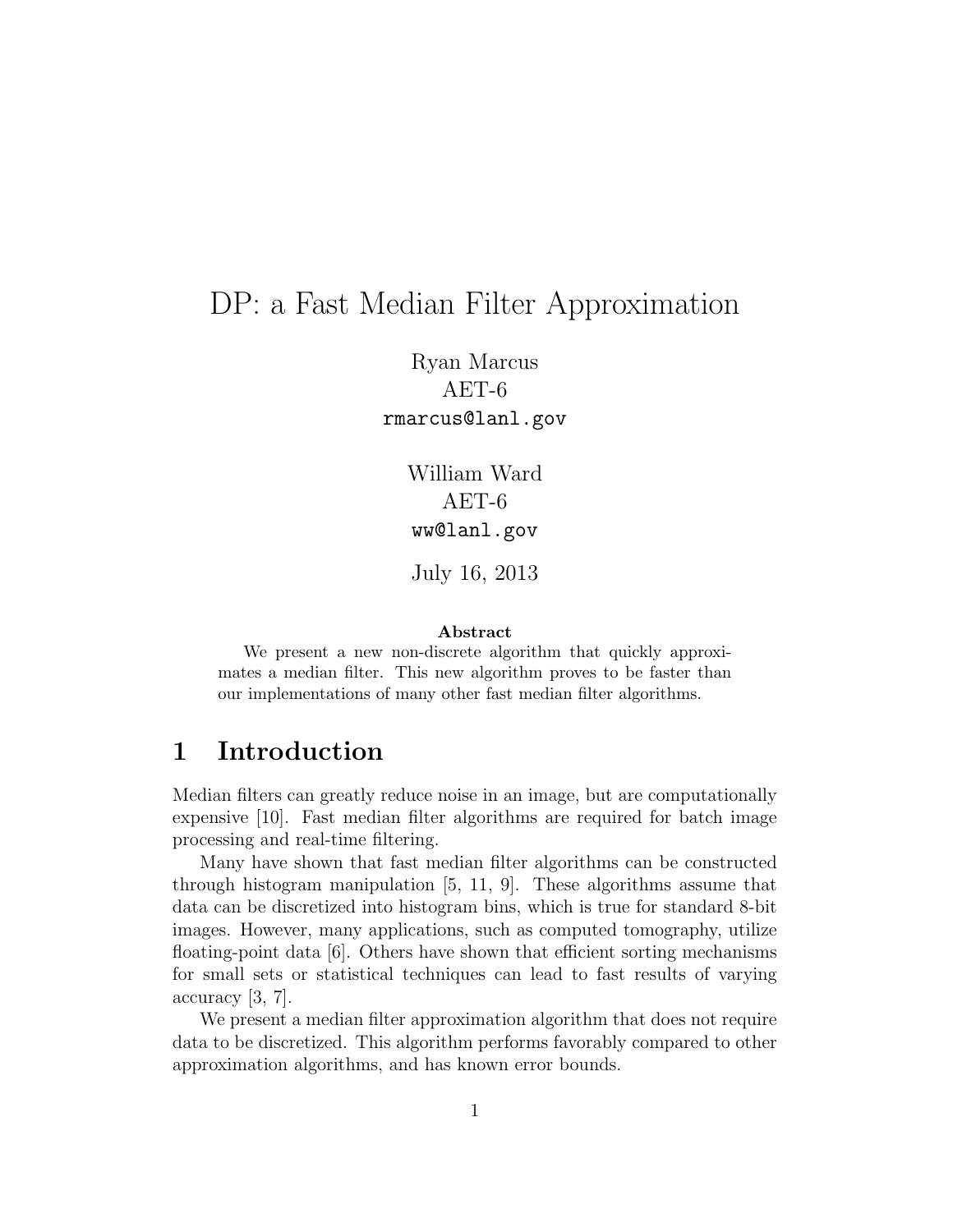# DP: a Fast Median Filter Approximation

Ryan Marcus
AET-6
rmarcus@lanl.gov

William Ward
AET-6
ww@lanl.gov

July 16, 2013

**Abstract**

We present a new non-discrete algorithm that quickly approximates a median filter. This new algorithm proves to be faster than our implementations of many other fast median filter algorithms.

## 1 Introduction

Median filters can greatly reduce noise in an image, but are computationally expensive [10]. Fast median filter algorithms are required for batch image processing and real-time filtering.

Many have shown that fast median filter algorithms can be constructed through histogram manipulation [5, 11, 9]. These algorithms assume that data can be discretized into histogram bins, which is true for standard 8-bit images. However, many applications, such as computed tomography, utilize floating-point data [6]. Others have shown that efficient sorting mechanisms for small sets or statistical techniques can lead to fast results of varying accuracy [3, 7].

We present a median filter approximation algorithm that does not require data to be discretized. This algorithm performs favorably compared to other approximation algorithms, and has known error bounds.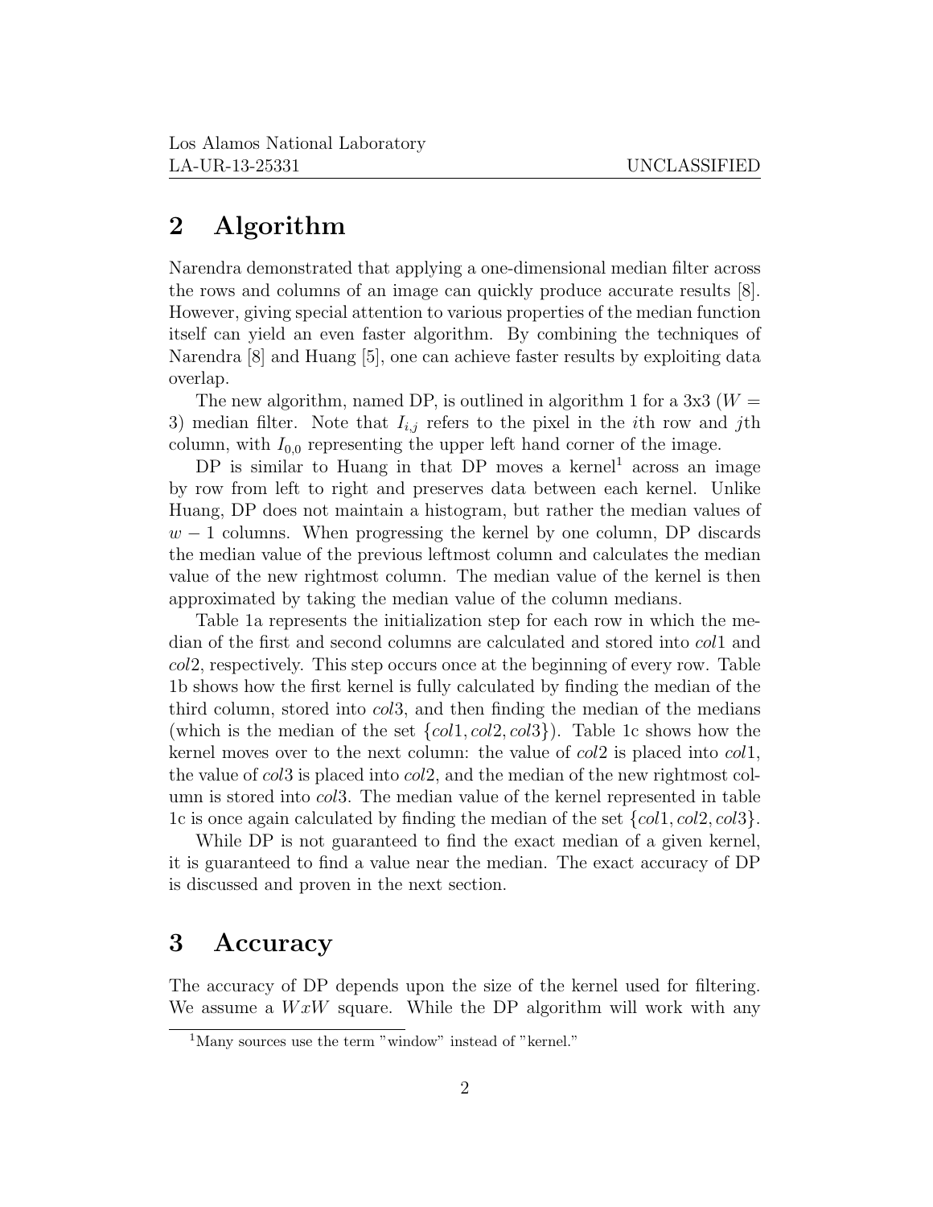## 2 Algorithm

Narendra demonstrated that applying a one-dimensional median filter across the rows and columns of an image can quickly produce accurate results [8]. However, giving special attention to various properties of the median function itself can yield an even faster algorithm. By combining the techniques of Narendra [8] and Huang [5], one can achieve faster results by exploiting data overlap.

The new algorithm, named DP, is outlined in algorithm 1 for a 3x3 ($W = 3$) median filter. Note that $I_{i,j}$ refers to the pixel in the $i$th row and $j$th column, with $I_{0,0}$ representing the upper left hand corner of the image.

DP is similar to Huang in that DP moves a kernel[1] across an image by row from left to right and preserves data between each kernel. Unlike Huang, DP does not maintain a histogram, but rather the median values of $w - 1$ columns. When progressing the kernel by one column, DP discards the median value of the previous leftmost column and calculates the median value of the new rightmost column. The median value of the kernel is then approximated by taking the median value of the column medians.

Table 1a represents the initialization step for each row in which the median of the first and second columns are calculated and stored into $col1$ and $col2$, respectively. This step occurs once at the beginning of every row. Table 1b shows how the first kernel is fully calculated by finding the median of the third column, stored into $col3$, and then finding the median of the medians (which is the median of the set $\{col1, col2, col3\}$). Table 1c shows how the kernel moves over to the next column: the value of $col2$ is placed into $col1$, the value of $col3$ is placed into $col2$, and the median of the new rightmost column is stored into $col3$. The median value of the kernel represented in table 1c is once again calculated by finding the median of the set $\{col1, col2, col3\}$.

While DP is not guaranteed to find the exact median of a given kernel, it is guaranteed to find a value near the median. The exact accuracy of DP is discussed and proven in the next section.

## 3 Accuracy

The accuracy of DP depends upon the size of the kernel used for filtering. We assume a $WxW$ square. While the DP algorithm will work with any

[1] Many sources use the term "window" instead of "kernel."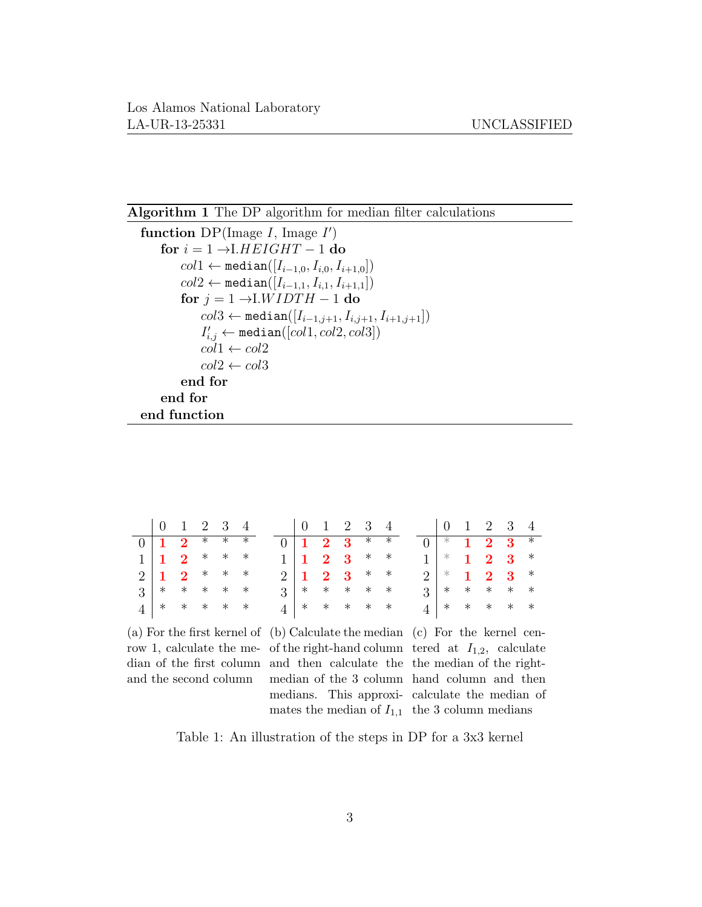**Algorithm 1** The DP algorithm for median filter calculations

```
function DP(Image I, Image I′)
    for i = 1 → I.HEIGHT − 1 do
        col1 ← median([I_{i−1,0}, I_{i,0}, I_{i+1,0}])
        col2 ← median([I_{i−1,1}, I_{i,1}, I_{i+1,1}])
        for j = 1 → I.WIDTH − 1 do
            col3 ← median([I_{i−1,j+1}, I_{i,j+1}, I_{i+1,j+1}])
            I′_{i,j} ← median([col1, col2, col3])
            col1 ← col2
            col2 ← col3
        end for
    end for
end function
```

(a)

| | 0 | 1 | 2 | 3 | 4 |
|---|---|---|---|---|---|
| 0 | **1** | **2** | * | * | * |
| 1 | **1** | **2** | * | * | * |
| 2 | **1** | **2** | * | * | * |
| 3 | * | * | * | * | * |
| 4 | * | * | * | * | * |

(a) For the first kernel of row 1, calculate the median of the first column and the second column

(b)

| | 0 | 1 | 2 | 3 | 4 |
|---|---|---|---|---|---|
| 0 | **1** | **2** | **3** | * | * |
| 1 | **1** | **2** | **3** | * | * |
| 2 | **1** | **2** | **3** | * | * |
| 3 | * | * | * | * | * |
| 4 | * | * | * | * | * |

(b) Calculate the median of the right-hand column and then calculate the median of the 3 column medians. This approximates the median of $I_{1,1}$

(c)

| | 0 | 1 | 2 | 3 | 4 |
|---|---|---|---|---|---|
| 0 | * | **1** | **2** | **3** | * |
| 1 | * | **1** | **2** | **3** | * |
| 2 | * | **1** | **2** | **3** | * |
| 3 | * | * | * | * | * |
| 4 | * | * | * | * | * |

(c) For the kernel centered at $I_{1,2}$, calculate the median of the right-hand column and then calculate the median of the 3 column medians

Table 1: An illustration of the steps in DP for a 3x3 kernel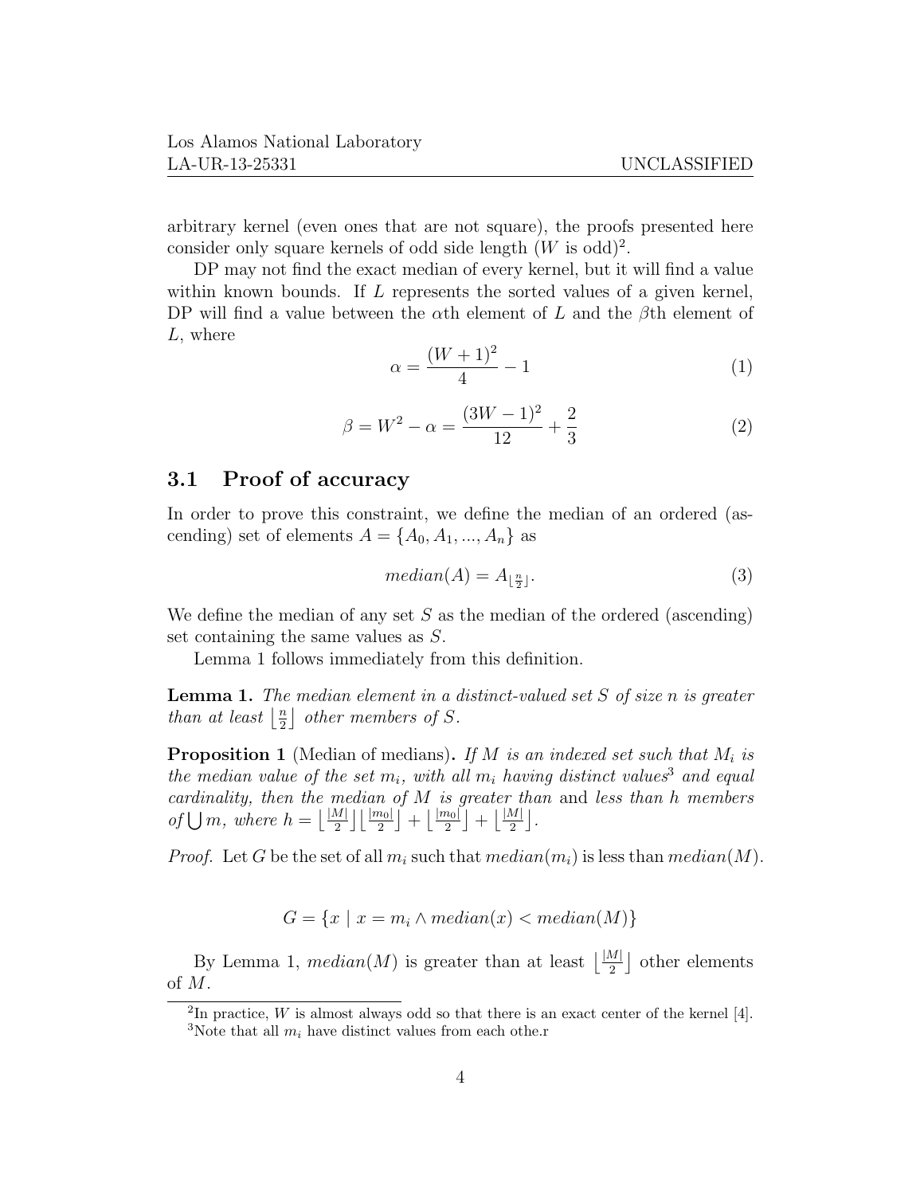arbitrary kernel (even ones that are not square), the proofs presented here consider only square kernels of odd side length ($W$ is odd)[2].

DP may not find the exact median of every kernel, but it will find a value within known bounds. If $L$ represents the sorted values of a given kernel, DP will find a value between the $\alpha$th element of $L$ and the $\beta$th element of $L$, where

$$\alpha = \frac{(W+1)^2}{4} - 1 \tag{1}$$

$$\beta = W^2 - \alpha = \frac{(3W-1)^2}{12} + \frac{2}{3} \tag{2}$$

## 3.1 Proof of accuracy

In order to prove this constraint, we define the median of an ordered (ascending) set of elements $A = \{A_0, A_1, ..., A_n\}$ as

$$median(A) = A_{\lfloor \frac{n}{2} \rfloor}. \tag{3}$$

We define the median of any set $S$ as the median of the ordered (ascending) set containing the same values as $S$.

Lemma 1 follows immediately from this definition.

**Lemma 1.** *The median element in a distinct-valued set $S$ of size $n$ is greater than at least $\lfloor \frac{n}{2} \rfloor$ other members of $S$.*

**Proposition 1** (Median of medians)**.** *If $M$ is an indexed set such that $M_i$ is the median value of the set $m_i$, with all $m_i$ having distinct values*[3] *and equal cardinality, then the median of $M$ is greater than* and *less than $h$ members of $\bigcup m$, where $h = \lfloor \frac{|M|}{2} \rfloor \lfloor \frac{|m_0|}{2} \rfloor + \lfloor \frac{|m_0|}{2} \rfloor + \lfloor \frac{|M|}{2} \rfloor$.*

*Proof.* Let $G$ be the set of all $m_i$ such that $median(m_i)$ is less than $median(M)$.

$$G = \{x \mid x = m_i \land median(x) < median(M)\}$$

By Lemma 1, $median(M)$ is greater than at least $\lfloor \frac{|M|}{2} \rfloor$ other elements of $M$.

[2] In practice, $W$ is almost always odd so that there is an exact center of the kernel [4].

[3] Note that all $m_i$ have distinct values from each othe.r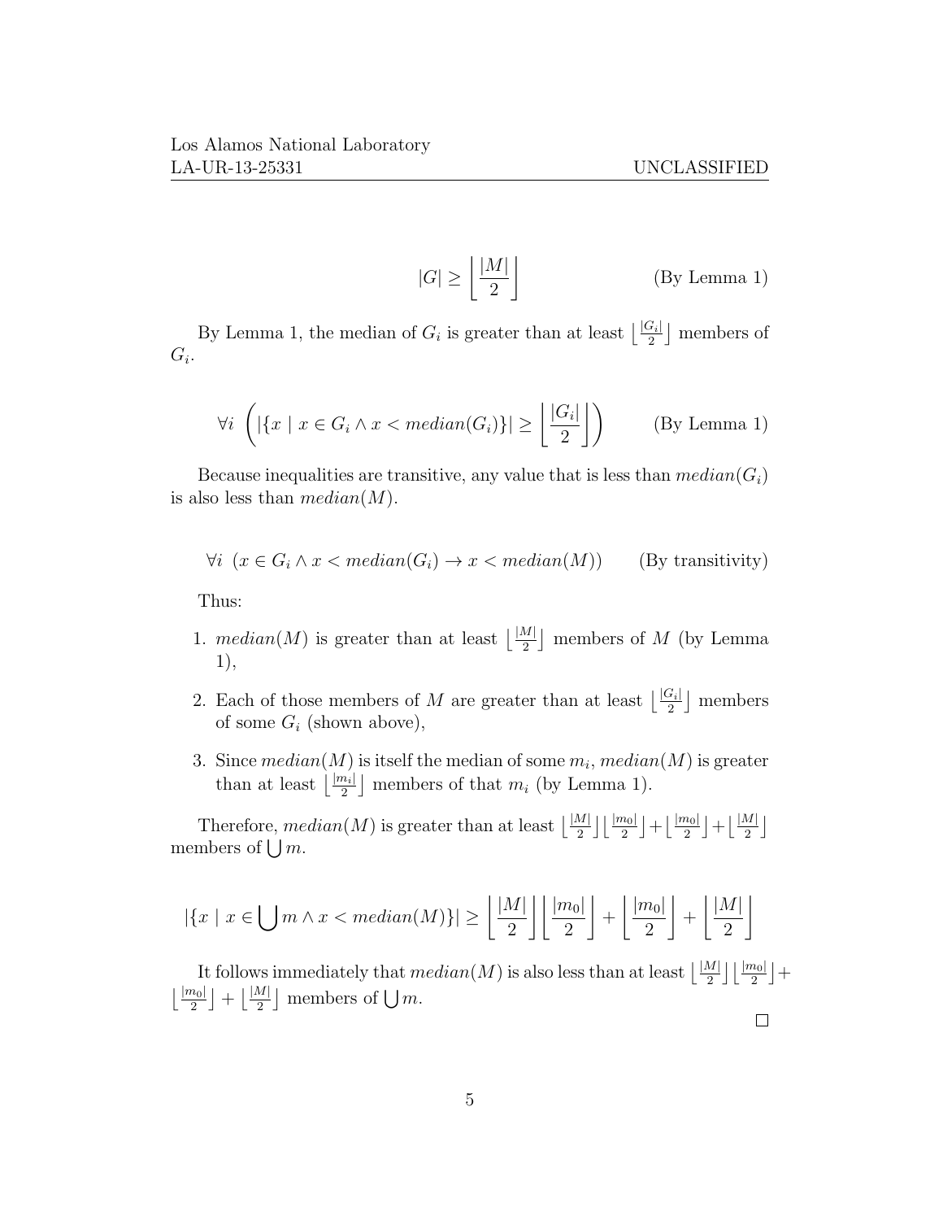$$|G| \geq \left\lfloor \frac{|M|}{2} \right\rfloor \qquad \text{(By Lemma 1)}$$

By Lemma 1, the median of $G_i$ is greater than at least $\lfloor \frac{|G_i|}{2} \rfloor$ members of $G_i$.

$$\forall i \ \left( |\{x \mid x \in G_i \wedge x < median(G_i)\}| \geq \left\lfloor \frac{|G_i|}{2} \right\rfloor \right) \qquad \text{(By Lemma 1)}$$

Because inequalities are transitive, any value that is less than $median(G_i)$ is also less than $median(M)$.

$$\forall i \ \ (x \in G_i \wedge x < median(G_i) \rightarrow x < median(M)) \qquad \text{(By transitivity)}$$

Thus:

1. $median(M)$ is greater than at least $\lfloor \frac{|M|}{2} \rfloor$ members of $M$ (by Lemma 1),
2. Each of those members of $M$ are greater than at least $\lfloor \frac{|G_i|}{2} \rfloor$ members of some $G_i$ (shown above),
3. Since $median(M)$ is itself the median of some $m_i$, $median(M)$ is greater than at least $\lfloor \frac{|m_i|}{2} \rfloor$ members of that $m_i$ (by Lemma 1).

Therefore, $median(M)$ is greater than at least $\lfloor \frac{|M|}{2} \rfloor \lfloor \frac{|m_0|}{2} \rfloor + \lfloor \frac{|m_0|}{2} \rfloor + \lfloor \frac{|M|}{2} \rfloor$ members of $\bigcup m$.

$$|\{x \mid x \in \bigcup m \wedge x < median(M)\}| \geq \left\lfloor \frac{|M|}{2} \right\rfloor \left\lfloor \frac{|m_0|}{2} \right\rfloor + \left\lfloor \frac{|m_0|}{2} \right\rfloor + \left\lfloor \frac{|M|}{2} \right\rfloor$$

It follows immediately that $median(M)$ is also less than at least $\lfloor \frac{|M|}{2} \rfloor \lfloor \frac{|m_0|}{2} \rfloor + \lfloor \frac{|m_0|}{2} \rfloor + \lfloor \frac{|M|}{2} \rfloor$ members of $\bigcup m$.

□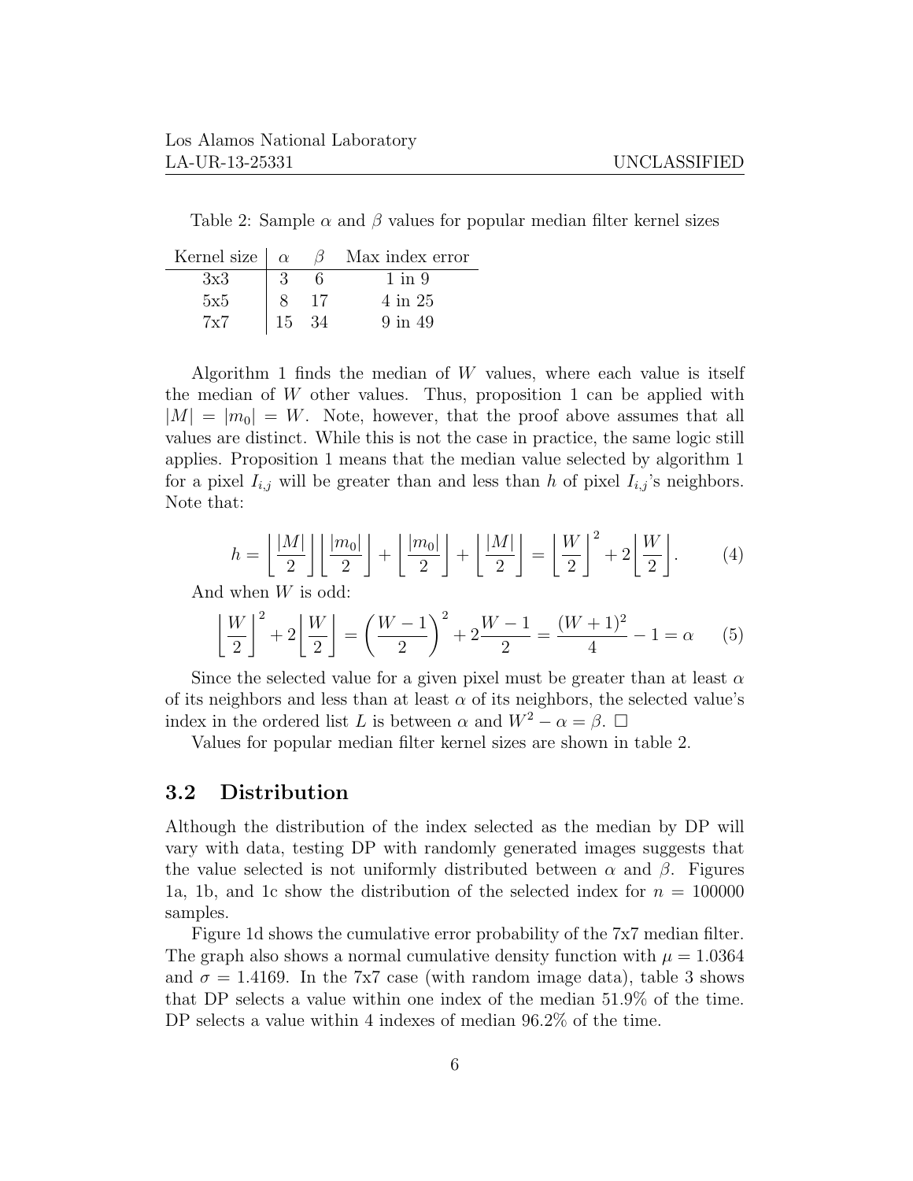Table 2: Sample $\alpha$ and $\beta$ values for popular median filter kernel sizes

| Kernel size | $\alpha$ | $\beta$ | Max index error |
|---|---|---|---|
| 3x3 | 3 | 6 | 1 in 9 |
| 5x5 | 8 | 17 | 4 in 25 |
| 7x7 | 15 | 34 | 9 in 49 |

Algorithm 1 finds the median of $W$ values, where each value is itself the median of $W$ other values. Thus, proposition 1 can be applied with $|M| = |m_0| = W$. Note, however, that the proof above assumes that all values are distinct. While this is not the case in practice, the same logic still applies. Proposition 1 means that the median value selected by algorithm 1 for a pixel $I_{i,j}$ will be greater than and less than $h$ of pixel $I_{i,j}$'s neighbors. Note that:

$$h = \left\lfloor \frac{|M|}{2} \right\rfloor \left\lfloor \frac{|m_0|}{2} \right\rfloor + \left\lfloor \frac{|m_0|}{2} \right\rfloor + \left\lfloor \frac{|M|}{2} \right\rfloor = \left\lfloor \frac{W}{2} \right\rfloor^2 + 2\left\lfloor \frac{W}{2} \right\rfloor. \tag{4}$$

And when $W$ is odd:

$$\left\lfloor \frac{W}{2} \right\rfloor^2 + 2\left\lfloor \frac{W}{2} \right\rfloor = \left( \frac{W-1}{2} \right)^2 + 2\frac{W-1}{2} = \frac{(W+1)^2}{4} - 1 = \alpha \tag{5}$$

Since the selected value for a given pixel must be greater than at least $\alpha$ of its neighbors and less than at least $\alpha$ of its neighbors, the selected value's index in the ordered list $L$ is between $\alpha$ and $W^2 - \alpha = \beta$. $\square$

Values for popular median filter kernel sizes are shown in table 2.

### 3.2 Distribution

Although the distribution of the index selected as the median by DP will vary with data, testing DP with randomly generated images suggests that the value selected is not uniformly distributed between $\alpha$ and $\beta$. Figures 1a, 1b, and 1c show the distribution of the selected index for $n = 100000$ samples.

Figure 1d shows the cumulative error probability of the 7x7 median filter. The graph also shows a normal cumulative density function with $\mu = 1.0364$ and $\sigma = 1.4169$. In the 7x7 case (with random image data), table 3 shows that DP selects a value within one index of the median 51.9% of the time. DP selects a value within 4 indexes of median 96.2% of the time.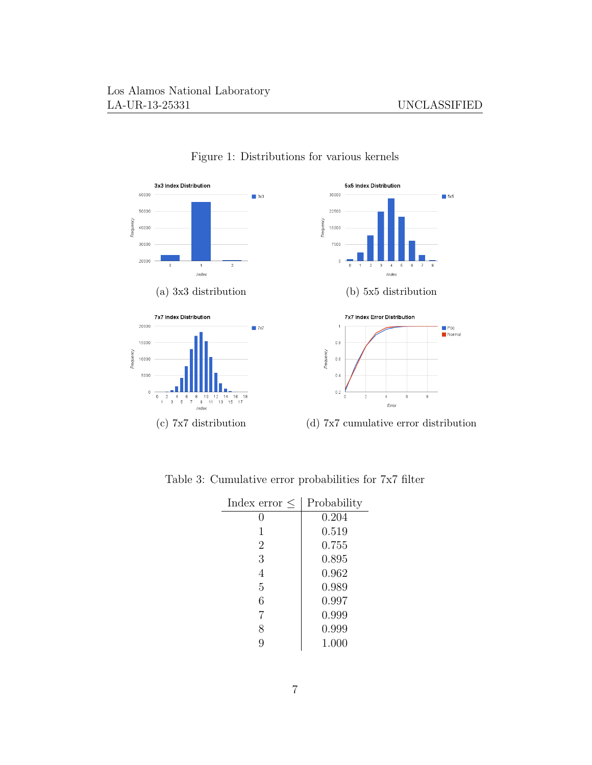Figure 1: Distributions for various kernels

(a) 3x3 distribution

(b) 5x5 distribution

(c) 7x7 distribution

(d) 7x7 cumulative error distribution

Table 3: Cumulative error probabilities for 7x7 filter

| Index error ≤ | Probability |
|---|---|
| 0 | 0.204 |
| 1 | 0.519 |
| 2 | 0.755 |
| 3 | 0.895 |
| 4 | 0.962 |
| 5 | 0.989 |
| 6 | 0.997 |
| 7 | 0.999 |
| 8 | 0.999 |
| 9 | 1.000 |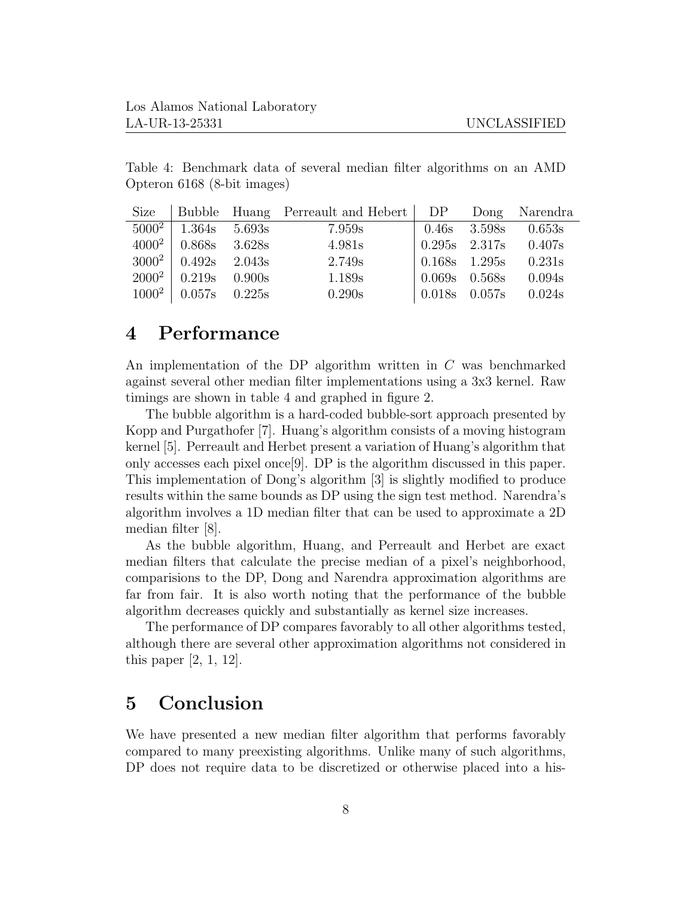Table 4: Benchmark data of several median filter algorithms on an AMD Opteron 6168 (8-bit images)

| Size | Bubble | Huang | Perreault and Hebert | DP | Dong | Narendra |
|---|---|---|---|---|---|---|
| $5000^2$ | 1.364s | 5.693s | 7.959s | 0.46s | 3.598s | 0.653s |
| $4000^2$ | 0.868s | 3.628s | 4.981s | 0.295s | 2.317s | 0.407s |
| $3000^2$ | 0.492s | 2.043s | 2.749s | 0.168s | 1.295s | 0.231s |
| $2000^2$ | 0.219s | 0.900s | 1.189s | 0.069s | 0.568s | 0.094s |
| $1000^2$ | 0.057s | 0.225s | 0.290s | 0.018s | 0.057s | 0.024s |

# 4 Performance

An implementation of the DP algorithm written in *C* was benchmarked against several other median filter implementations using a 3x3 kernel. Raw timings are shown in table 4 and graphed in figure 2.

The bubble algorithm is a hard-coded bubble-sort approach presented by Kopp and Purgathofer [7]. Huang's algorithm consists of a moving histogram kernel [5]. Perreault and Herbet present a variation of Huang's algorithm that only accesses each pixel once[9]. DP is the algorithm discussed in this paper. This implementation of Dong's algorithm [3] is slightly modified to produce results within the same bounds as DP using the sign test method. Narendra's algorithm involves a 1D median filter that can be used to approximate a 2D median filter [8].

As the bubble algorithm, Huang, and Perreault and Herbet are exact median filters that calculate the precise median of a pixel's neighborhood, comparisions to the DP, Dong and Narendra approximation algorithms are far from fair. It is also worth noting that the performance of the bubble algorithm decreases quickly and substantially as kernel size increases.

The performance of DP compares favorably to all other algorithms tested, although there are several other approximation algorithms not considered in this paper [2, 1, 12].

# 5 Conclusion

We have presented a new median filter algorithm that performs favorably compared to many preexisting algorithms. Unlike many of such algorithms, DP does not require data to be discretized or otherwise placed into a his-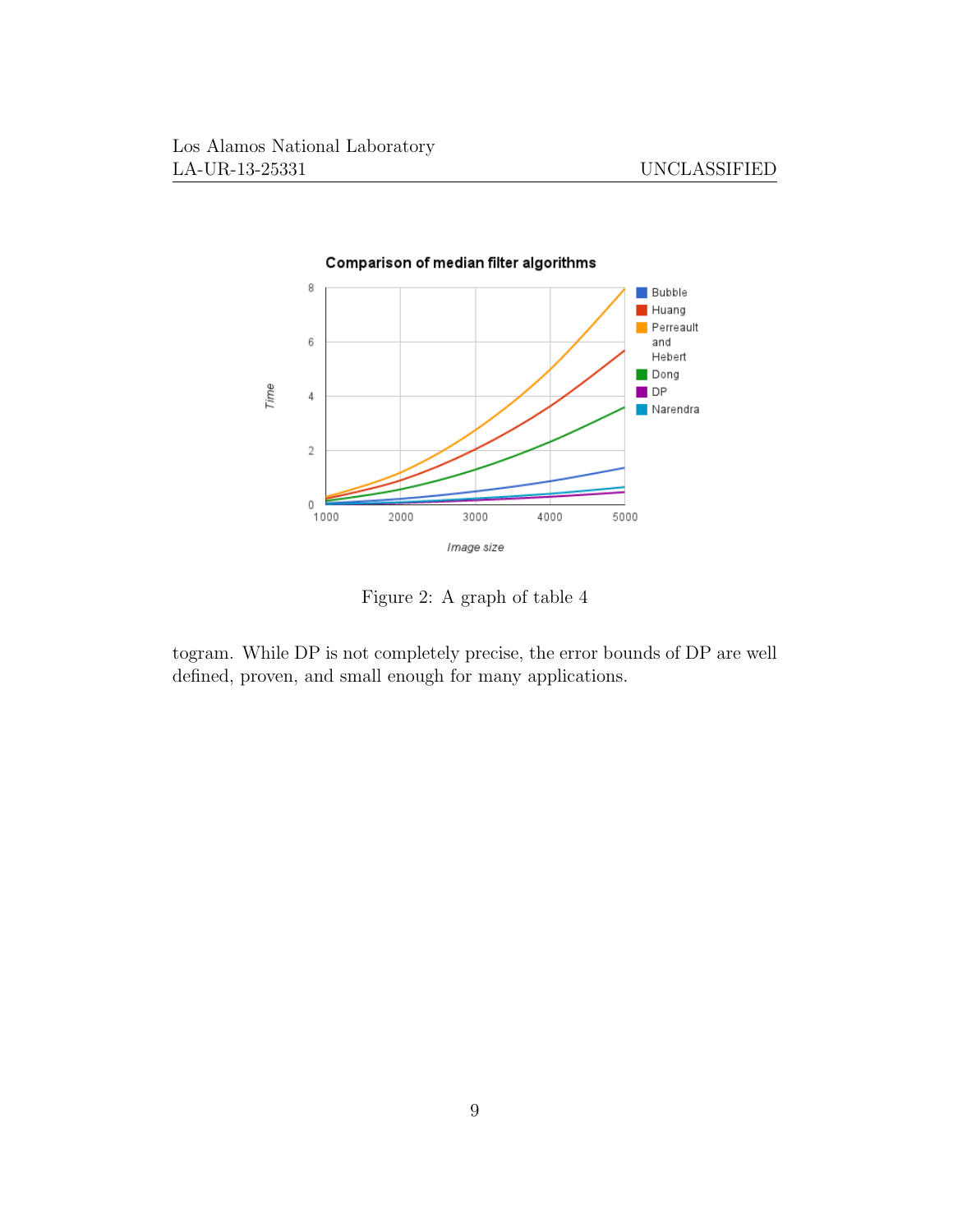Figure 2: A graph of table 4

togram. While DP is not completely precise, the error bounds of DP are well defined, proven, and small enough for many applications.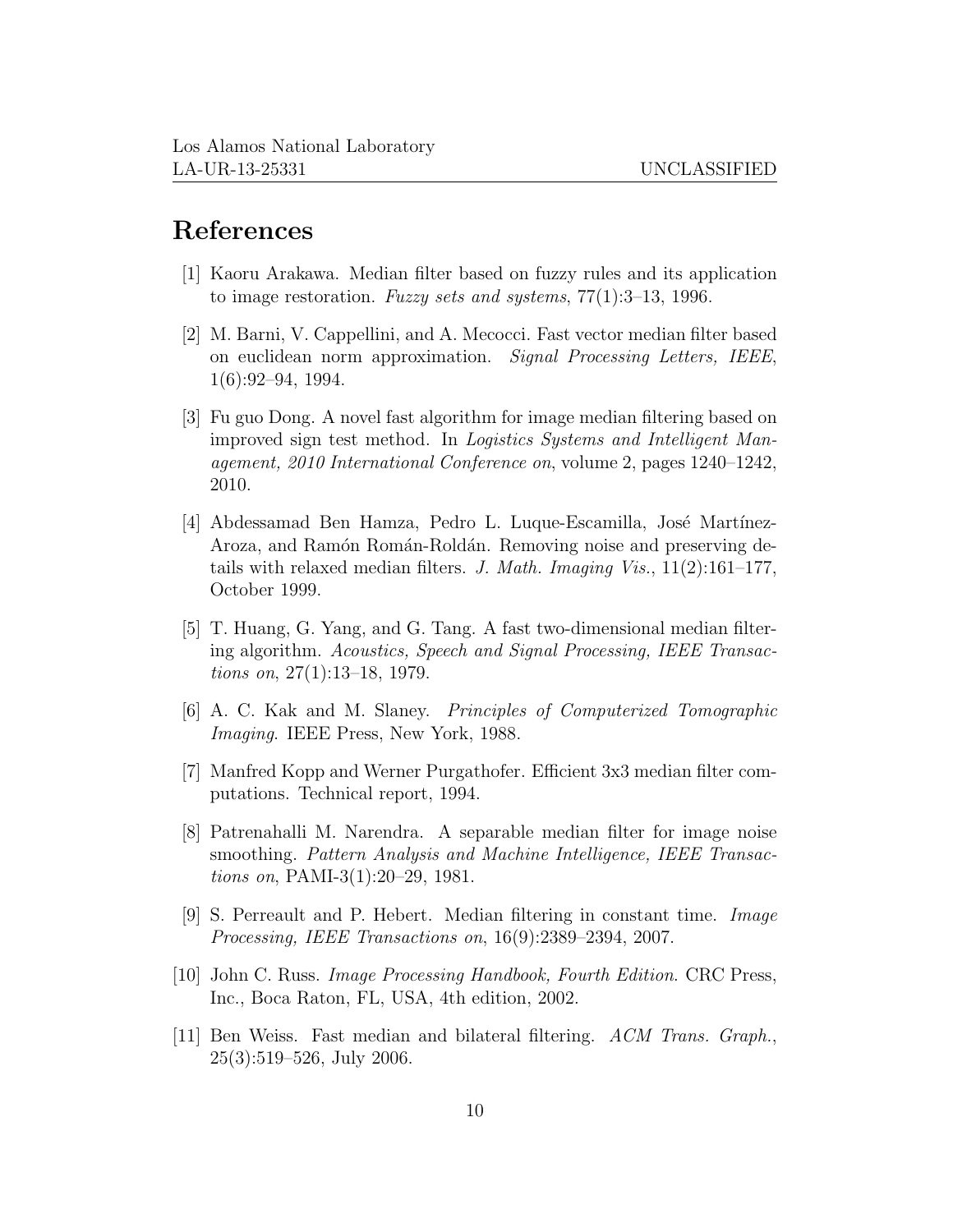# References

[1] Kaoru Arakawa. Median filter based on fuzzy rules and its application to image restoration. *Fuzzy sets and systems*, 77(1):3–13, 1996.

[2] M. Barni, V. Cappellini, and A. Mecocci. Fast vector median filter based on euclidean norm approximation. *Signal Processing Letters, IEEE*, 1(6):92–94, 1994.

[3] Fu guo Dong. A novel fast algorithm for image median filtering based on improved sign test method. In *Logistics Systems and Intelligent Management, 2010 International Conference on*, volume 2, pages 1240–1242, 2010.

[4] Abdessamad Ben Hamza, Pedro L. Luque-Escamilla, José Martínez-Aroza, and Ramón Román-Roldán. Removing noise and preserving details with relaxed median filters. *J. Math. Imaging Vis.*, 11(2):161–177, October 1999.

[5] T. Huang, G. Yang, and G. Tang. A fast two-dimensional median filtering algorithm. *Acoustics, Speech and Signal Processing, IEEE Transactions on*, 27(1):13–18, 1979.

[6] A. C. Kak and M. Slaney. *Principles of Computerized Tomographic Imaging*. IEEE Press, New York, 1988.

[7] Manfred Kopp and Werner Purgathofer. Efficient 3x3 median filter computations. Technical report, 1994.

[8] Patrenahalli M. Narendra. A separable median filter for image noise smoothing. *Pattern Analysis and Machine Intelligence, IEEE Transactions on*, PAMI-3(1):20–29, 1981.

[9] S. Perreault and P. Hebert. Median filtering in constant time. *Image Processing, IEEE Transactions on*, 16(9):2389–2394, 2007.

[10] John C. Russ. *Image Processing Handbook, Fourth Edition*. CRC Press, Inc., Boca Raton, FL, USA, 4th edition, 2002.

[11] Ben Weiss. Fast median and bilateral filtering. *ACM Trans. Graph.*, 25(3):519–526, July 2006.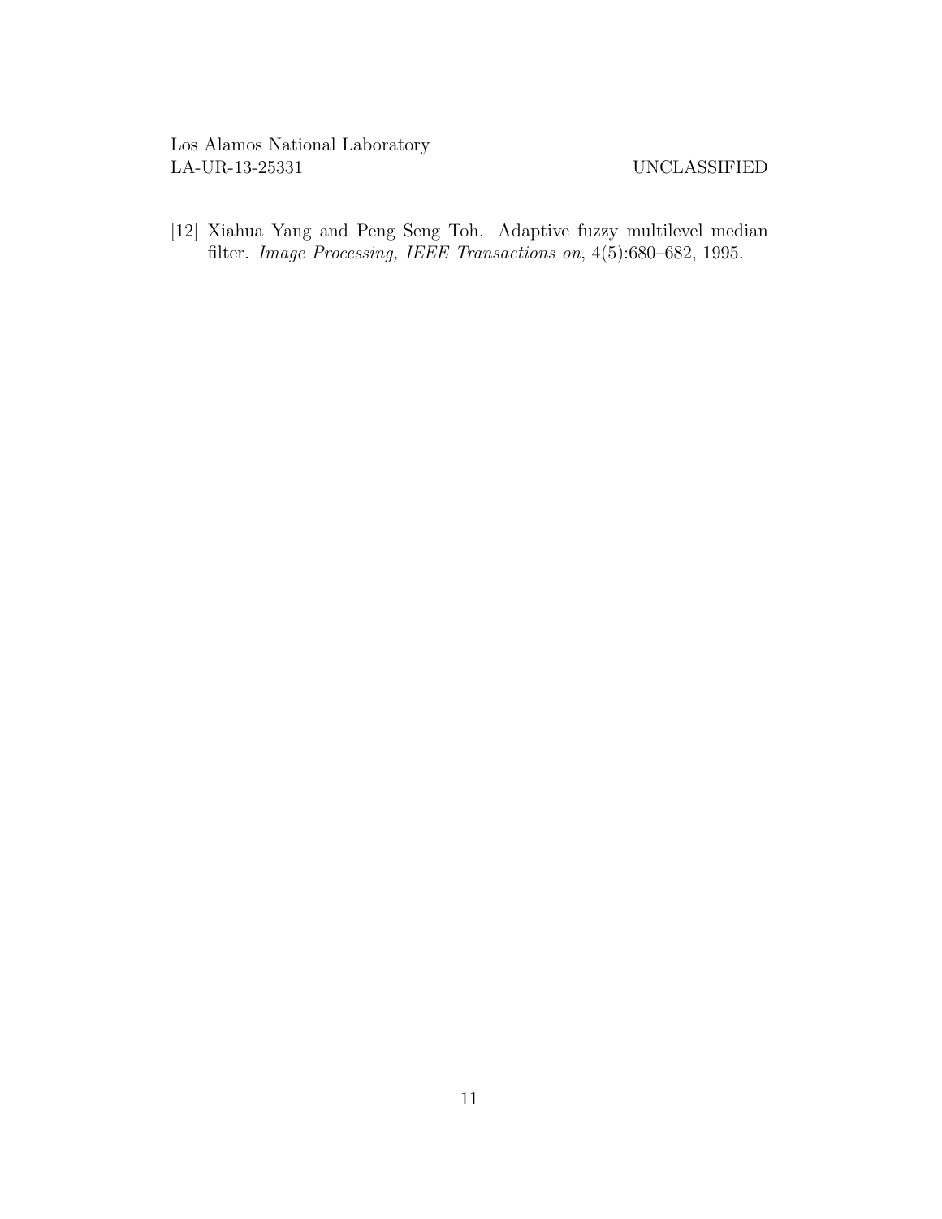[12] Xiahua Yang and Peng Seng Toh. Adaptive fuzzy multilevel median filter. *Image Processing, IEEE Transactions on*, 4(5):680–682, 1995.